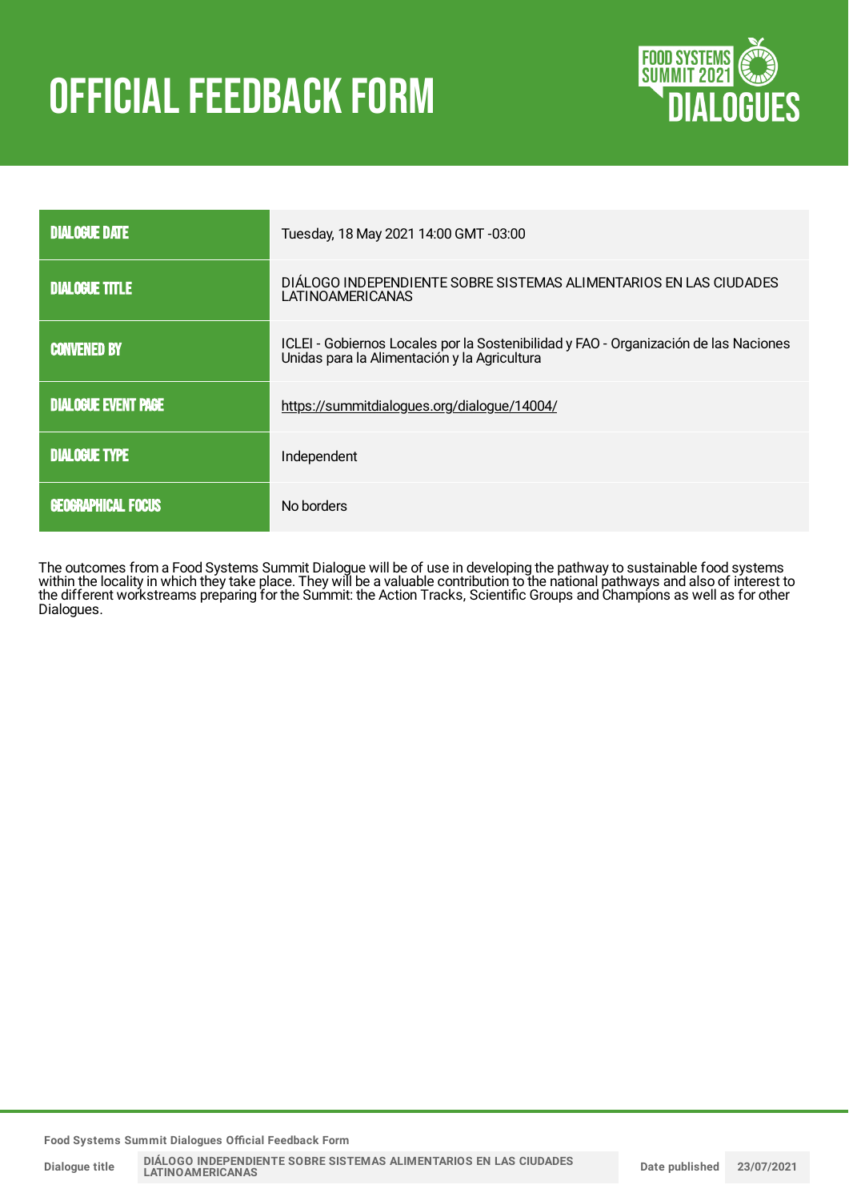# OFFICIAL FEEDBACK FORM

| | |
|---|---|
| DIALOGUE DATE | Tuesday, 18 May 2021 14:00 GMT -03:00 |
| DIALOGUE TITLE | DIÁLOGO INDEPENDIENTE SOBRE SISTEMAS ALIMENTARIOS EN LAS CIUDADES LATINOAMERICANAS |
| CONVENED BY | ICLEI - Gobiernos Locales por la Sostenibilidad y FAO - Organización de las Naciones Unidas para la Alimentación y la Agricultura |
| DIALOGUE EVENT PAGE | https://summitdialogues.org/dialogue/14004/ |
| DIALOGUE TYPE | Independent |
| GEOGRAPHICAL FOCUS | No borders |

The outcomes from a Food Systems Summit Dialogue will be of use in developing the pathway to sustainable food systems within the locality in which they take place. They will be a valuable contribution to the national pathways and also of interest to the different workstreams preparing for the Summit: the Action Tracks, Scientific Groups and Champions as well as for other Dialogues.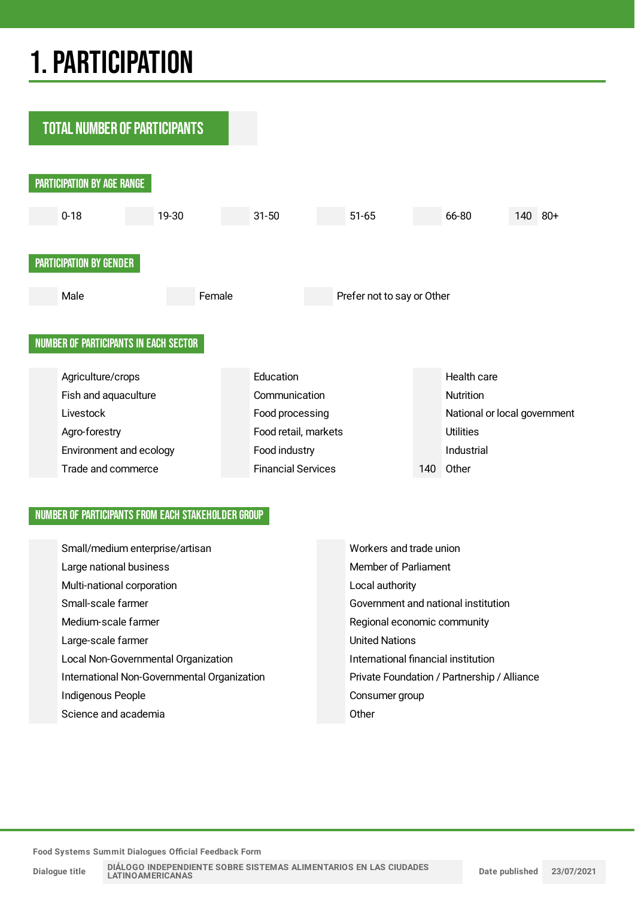# 1. PARTICIPATION

## TOTAL NUMBER OF PARTICIPANTS

### PARTICIPATION BY AGE RANGE

| | 0-18 | | 19-30 | | 31-50 | | 51-65 | | 66-80 | 140 | 80+ |
|---|---|---|---|---|---|---|---|---|---|---|---|

### PARTICIPATION BY GENDER

| | Male | | Female | | Prefer not to say or Other |
|---|---|---|---|---|---|

### NUMBER OF PARTICIPANTS IN EACH SECTOR

| | | | | | |
|---|---|---|---|---|---|
| | Agriculture/crops | | Education | | Health care |
| | Fish and aquaculture | | Communication | | Nutrition |
| | Livestock | | Food processing | | National or local government |
| | Agro-forestry | | Food retail, markets | | Utilities |
| | Environment and ecology | | Food industry | | Industrial |
| | Trade and commerce | | Financial Services | 140 | Other |

### NUMBER OF PARTICIPANTS FROM EACH STAKEHOLDER GROUP

| | | | |
|---|---|---|---|
| | Small/medium enterprise/artisan | | Workers and trade union |
| | Large national business | | Member of Parliament |
| | Multi-national corporation | | Local authority |
| | Small-scale farmer | | Government and national institution |
| | Medium-scale farmer | | Regional economic community |
| | Large-scale farmer | | United Nations |
| | Local Non-Governmental Organization | | International financial institution |
| | International Non-Governmental Organization | | Private Foundation / Partnership / Alliance |
| | Indigenous People | | Consumer group |
| | Science and academia | | Other |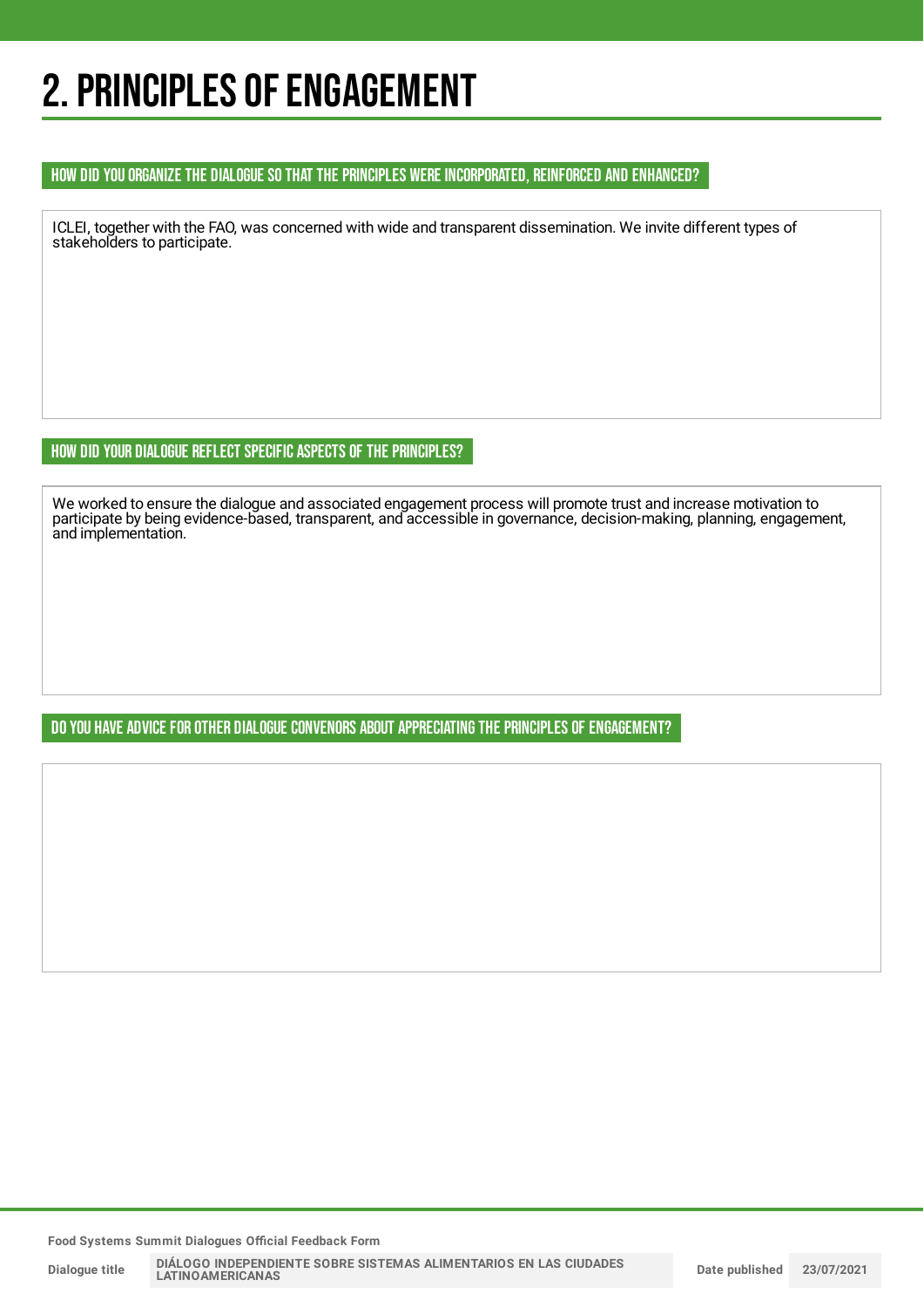# 2. PRINCIPLES OF ENGAGEMENT

## HOW DID YOU ORGANIZE THE DIALOGUE SO THAT THE PRINCIPLES WERE INCORPORATED, REINFORCED AND ENHANCED?

ICLEI, together with the FAO, was concerned with wide and transparent dissemination. We invite different types of stakeholders to participate.

## HOW DID YOUR DIALOGUE REFLECT SPECIFIC ASPECTS OF THE PRINCIPLES?

We worked to ensure the dialogue and associated engagement process will promote trust and increase motivation to participate by being evidence-based, transparent, and accessible in governance, decision-making, planning, engagement, and implementation.

## DO YOU HAVE ADVICE FOR OTHER DIALOGUE CONVENORS ABOUT APPRECIATING THE PRINCIPLES OF ENGAGEMENT?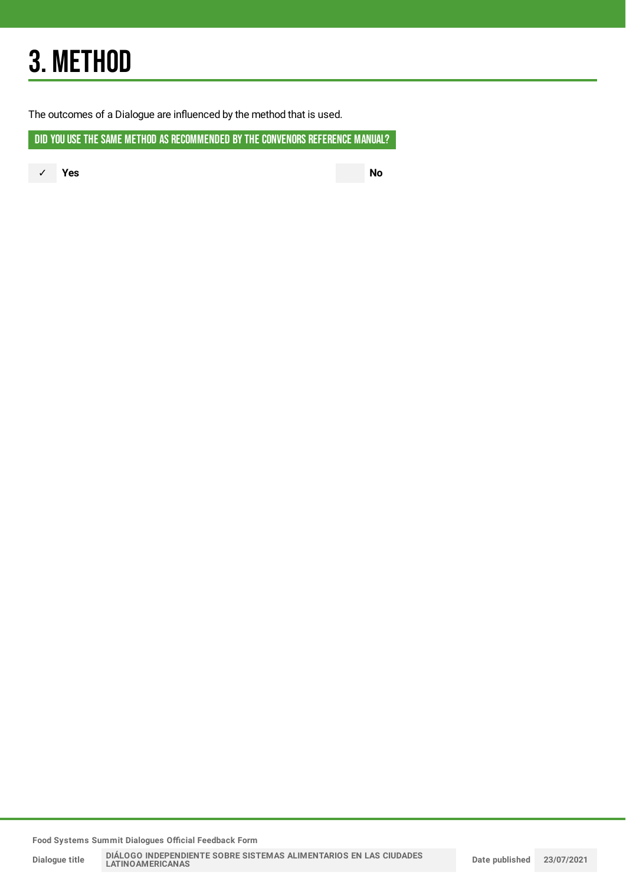# 3. METHOD

The outcomes of a Dialogue are influenced by the method that is used.

## DID YOU USE THE SAME METHOD AS RECOMMENDED BY THE CONVENORS REFERENCE MANUAL?

✓ **Yes**

**No**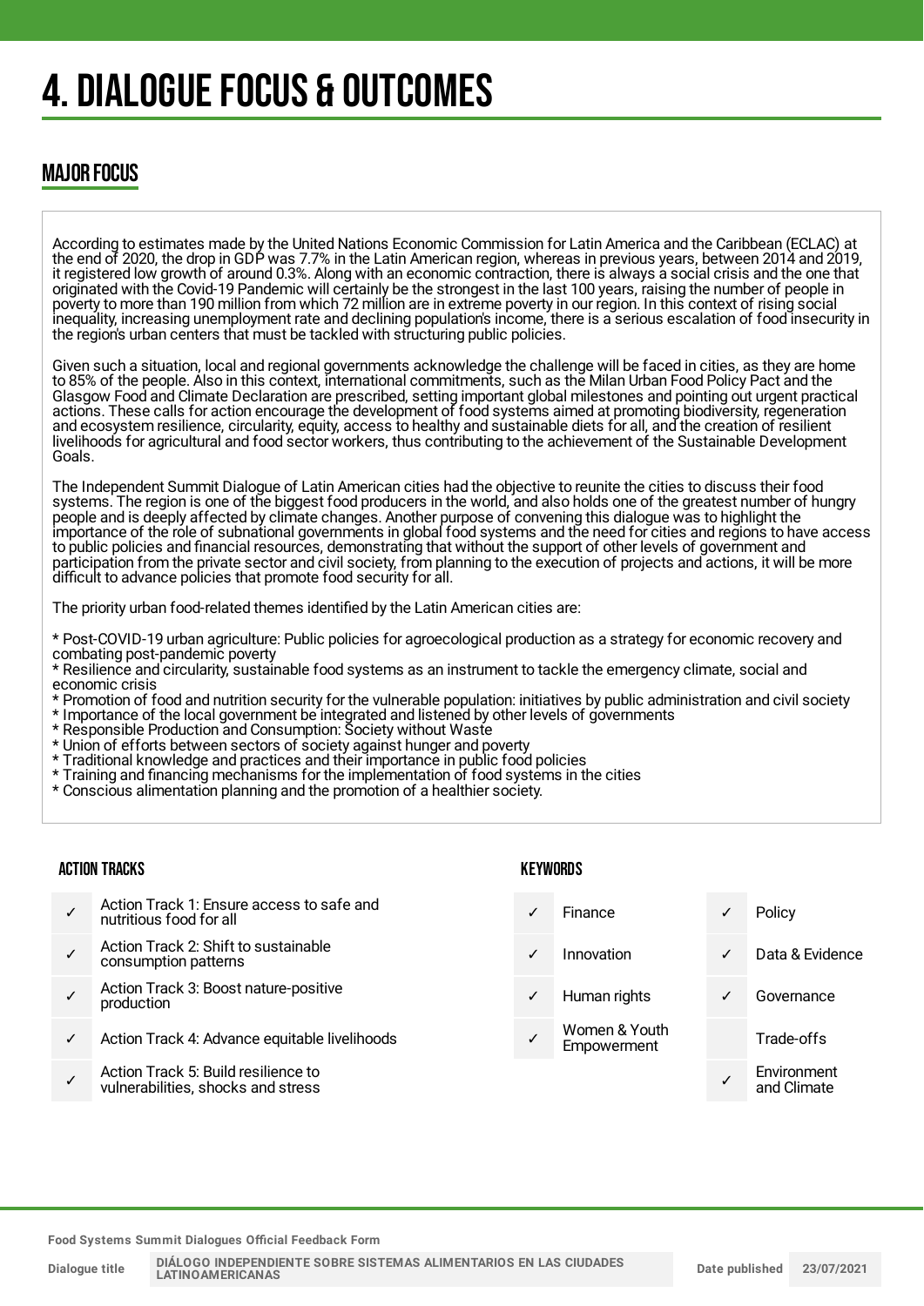# 4. DIALOGUE FOCUS & OUTCOMES

## MAJOR FOCUS

According to estimates made by the United Nations Economic Commission for Latin America and the Caribbean (ECLAC) at the end of 2020, the drop in GDP was 7.7% in the Latin American region, whereas in previous years, between 2014 and 2019, it registered low growth of around 0.3%. Along with an economic contraction, there is always a social crisis and the one that originated with the Covid-19 Pandemic will certainly be the strongest in the last 100 years, raising the number of people in poverty to more than 190 million from which 72 million are in extreme poverty in our region. In this context of rising social inequality, increasing unemployment rate and declining population's income, there is a serious escalation of food insecurity in the region's urban centers that must be tackled with structuring public policies.

Given such a situation, local and regional governments acknowledge the challenge will be faced in cities, as they are home to 85% of the people. Also in this context, international commitments, such as the Milan Urban Food Policy Pact and the Glasgow Food and Climate Declaration are prescribed, setting important global milestones and pointing out urgent practical actions. These calls for action encourage the development of food systems aimed at promoting biodiversity, regeneration and ecosystem resilience, circularity, equity, access to healthy and sustainable diets for all, and the creation of resilient livelihoods for agricultural and food sector workers, thus contributing to the achievement of the Sustainable Development Goals.

The Independent Summit Dialogue of Latin American cities had the objective to reunite the cities to discuss their food systems. The region is one of the biggest food producers in the world, and also holds one of the greatest number of hungry people and is deeply affected by climate changes. Another purpose of convening this dialogue was to highlight the importance of the role of subnational governments in global food systems and the need for cities and regions to have access to public policies and financial resources, demonstrating that without the support of other levels of government and participation from the private sector and civil society, from planning to the execution of projects and actions, it will be more difficult to advance policies that promote food security for all.

The priority urban food-related themes identified by the Latin American cities are:

* Post-COVID-19 urban agriculture: Public policies for agroecological production as a strategy for economic recovery and combating post-pandemic poverty
* Resilience and circularity, sustainable food systems as an instrument to tackle the emergency climate, social and economic crisis
* Promotion of food and nutrition security for the vulnerable population: initiatives by public administration and civil society
* Importance of the local government be integrated and listened by other levels of governments
* Responsible Production and Consumption: Society without Waste
* Union of efforts between sectors of society against hunger and poverty
* Traditional knowledge and practices and their importance in public food policies
* Training and financing mechanisms for the implementation of food systems in the cities
* Conscious alimentation planning and the promotion of a healthier society.

### ACTION TRACKS

| | |
|---|---|
| ✓ | Action Track 1: Ensure access to safe and nutritious food for all |
| ✓ | Action Track 2: Shift to sustainable consumption patterns |
| ✓ | Action Track 3: Boost nature-positive production |
| ✓ | Action Track 4: Advance equitable livelihoods |
| ✓ | Action Track 5: Build resilience to vulnerabilities, shocks and stress |

### KEYWORDS

| | | | |
|---|---|---|---|
| ✓ | Finance | ✓ | Policy |
| ✓ | Innovation | ✓ | Data & Evidence |
| ✓ | Human rights | ✓ | Governance |
| ✓ | Women & Youth Empowerment | | Trade-offs |
| | | ✓ | Environment and Climate |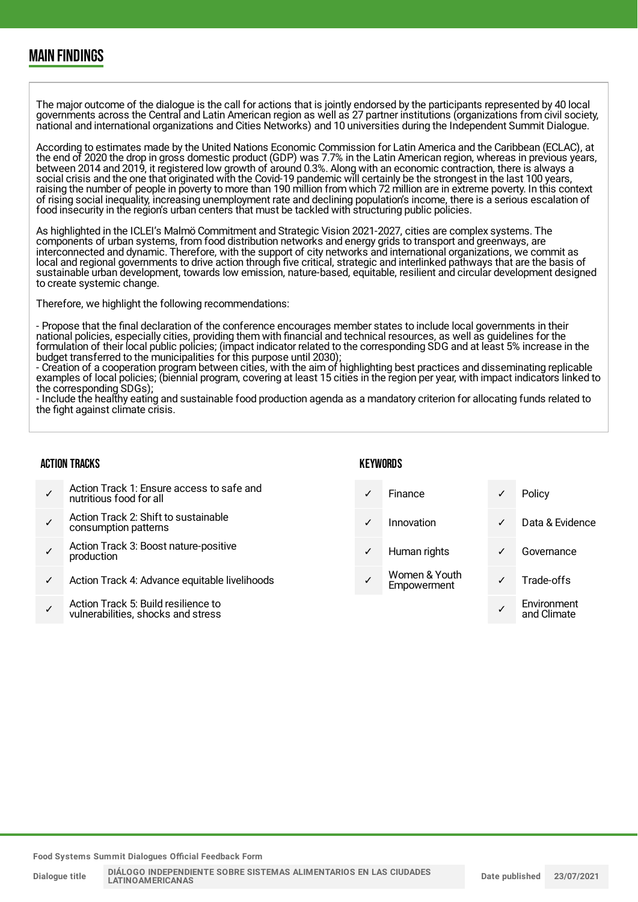## MAIN FINDINGS

The major outcome of the dialogue is the call for actions that is jointly endorsed by the participants represented by 40 local governments across the Central and Latin American region as well as 27 partner institutions (organizations from civil society, national and international organizations and Cities Networks) and 10 universities during the Independent Summit Dialogue.

According to estimates made by the United Nations Economic Commission for Latin America and the Caribbean (ECLAC), at the end of 2020 the drop in gross domestic product (GDP) was 7.7% in the Latin American region, whereas in previous years, between 2014 and 2019, it registered low growth of around 0.3%. Along with an economic contraction, there is always a social crisis and the one that originated with the Covid-19 pandemic will certainly be the strongest in the last 100 years, raising the number of people in poverty to more than 190 million from which 72 million are in extreme poverty. In this context of rising social inequality, increasing unemployment rate and declining population's income, there is a serious escalation of food insecurity in the region's urban centers that must be tackled with structuring public policies.

As highlighted in the ICLEI's Malmö Commitment and Strategic Vision 2021-2027, cities are complex systems. The components of urban systems, from food distribution networks and energy grids to transport and greenways, are interconnected and dynamic. Therefore, with the support of city networks and international organizations, we commit as local and regional governments to drive action through five critical, strategic and interlinked pathways that are the basis of sustainable urban development, towards low emission, nature-based, equitable, resilient and circular development designed to create systemic change.

Therefore, we highlight the following recommendations:

- Propose that the final declaration of the conference encourages member states to include local governments in their national policies, especially cities, providing them with financial and technical resources, as well as guidelines for the formulation of their local public policies; (impact indicator related to the corresponding SDG and at least 5% increase in the budget transferred to the municipalities for this purpose until 2030);
- Creation of a cooperation program between cities, with the aim of highlighting best practices and disseminating replicable examples of local policies; (biennial program, covering at least 15 cities in the region per year, with impact indicators linked to the corresponding SDGs);
- Include the healthy eating and sustainable food production agenda as a mandatory criterion for allocating funds related to the fight against climate crisis.

### ACTION TRACKS

- ✓ Action Track 1: Ensure access to safe and nutritious food for all
- ✓ Action Track 2: Shift to sustainable consumption patterns
- ✓ Action Track 3: Boost nature-positive production
- ✓ Action Track 4: Advance equitable livelihoods
- ✓ Action Track 5: Build resilience to vulnerabilities, shocks and stress

### KEYWORDS

- ✓ Finance
- ✓ Innovation
- ✓ Human rights
- ✓ Women & Youth Empowerment
- ✓ Policy
- ✓ Data & Evidence
- ✓ Governance
- ✓ Trade-offs
- ✓ Environment and Climate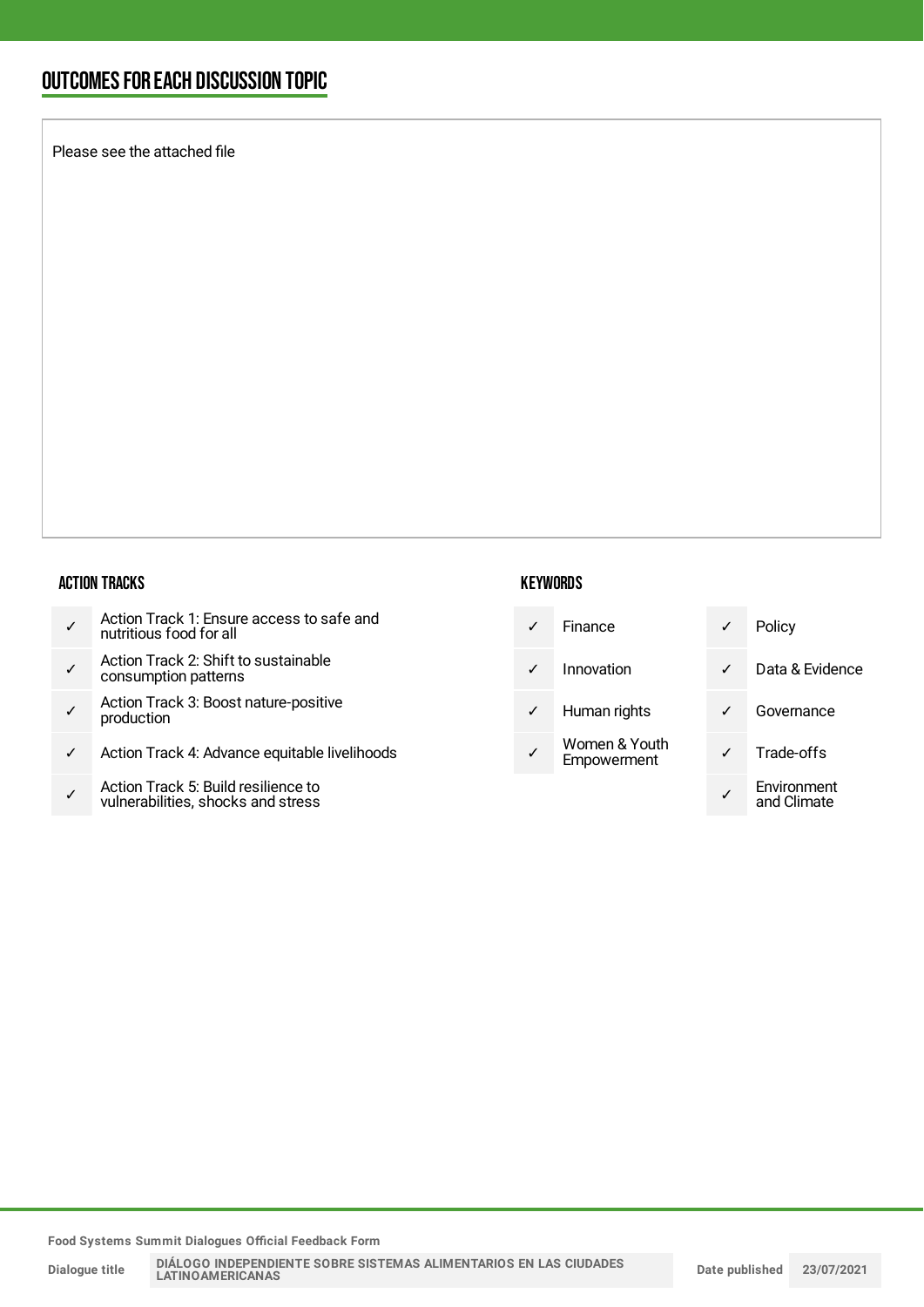## OUTCOMES FOR EACH DISCUSSION TOPIC

Please see the attached file

### ACTION TRACKS

| | |
|---|---|
| ✓ | Action Track 1: Ensure access to safe and nutritious food for all |
| ✓ | Action Track 2: Shift to sustainable consumption patterns |
| ✓ | Action Track 3: Boost nature-positive production |
| ✓ | Action Track 4: Advance equitable livelihoods |
| ✓ | Action Track 5: Build resilience to vulnerabilities, shocks and stress |

### KEYWORDS

| | | | |
|---|---|---|---|
| ✓ | Finance | ✓ | Policy |
| ✓ | Innovation | ✓ | Data & Evidence |
| ✓ | Human rights | ✓ | Governance |
| ✓ | Women & Youth Empowerment | ✓ | Trade-offs |
| | | ✓ | Environment and Climate |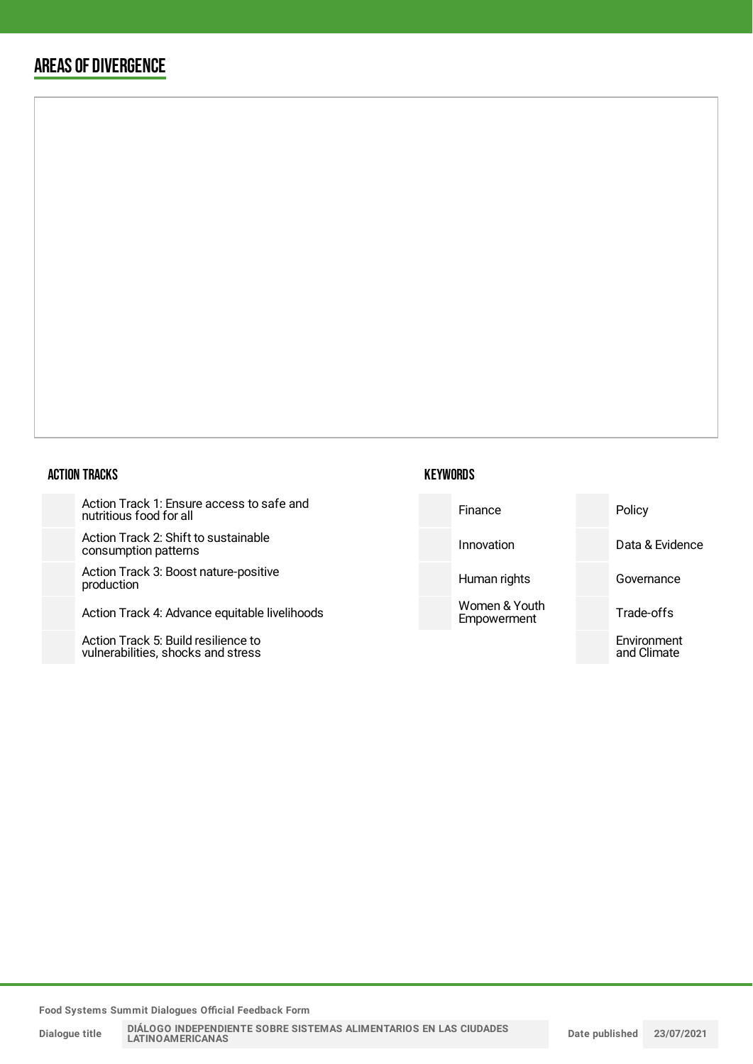## AREAS OF DIVERGENCE

### ACTION TRACKS

| | |
|---|---|
| | Action Track 1: Ensure access to safe and nutritious food for all |
| | Action Track 2: Shift to sustainable consumption patterns |
| | Action Track 3: Boost nature-positive production |
| | Action Track 4: Advance equitable livelihoods |
| | Action Track 5: Build resilience to vulnerabilities, shocks and stress |

### KEYWORDS

| | | | |
|---|---|---|---|
| | Finance | | Policy |
| | Innovation | | Data & Evidence |
| | Human rights | | Governance |
| | Women & Youth Empowerment | | Trade-offs |
| | | | Environment and Climate |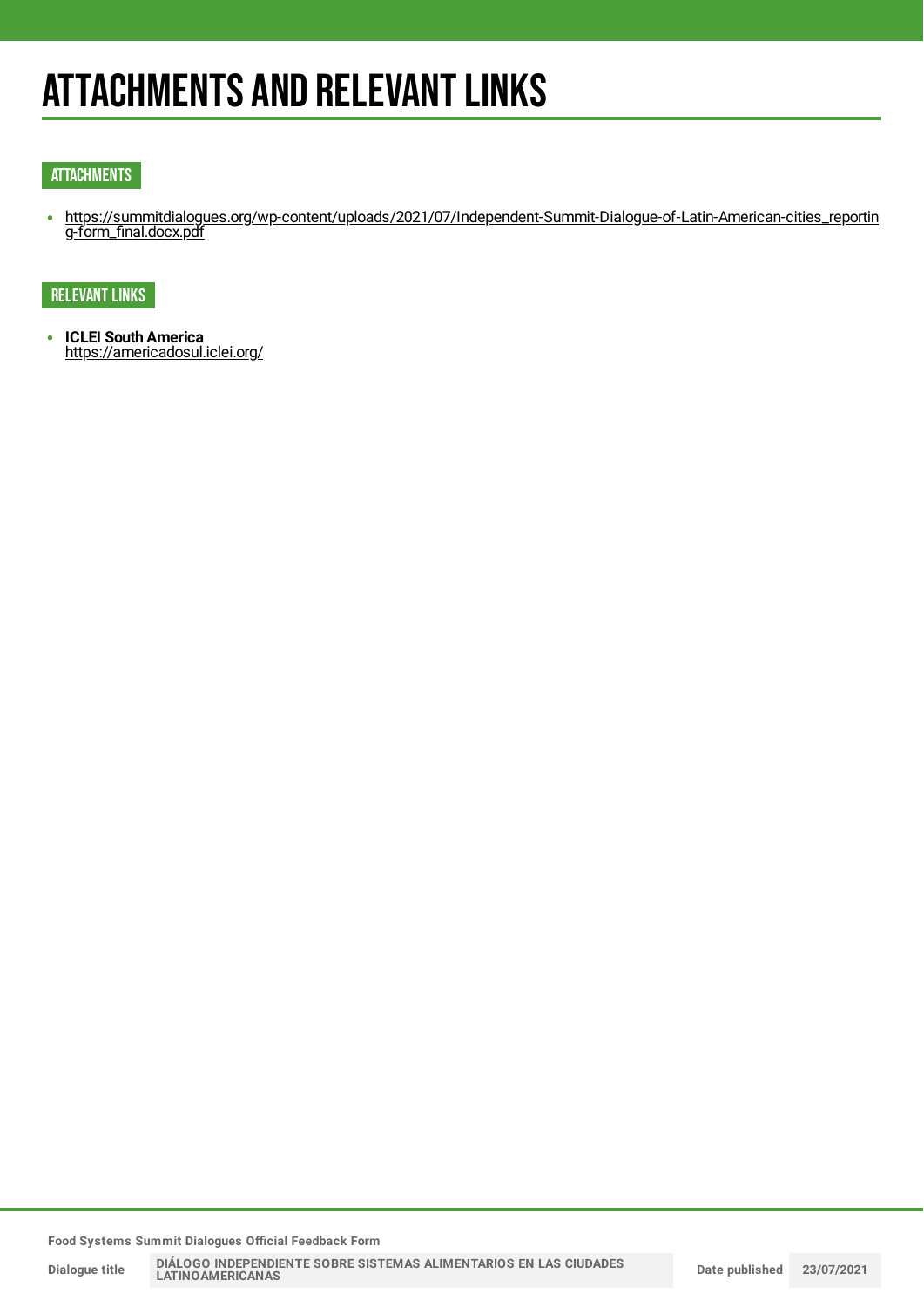# ATTACHMENTS AND RELEVANT LINKS

## ATTACHMENTS

- https://summitdialogues.org/wp-content/uploads/2021/07/Independent-Summit-Dialogue-of-Latin-American-cities_reporting-form_final.docx.pdf

## RELEVANT LINKS

- **ICLEI South America**
  https://americadosul.iclei.org/